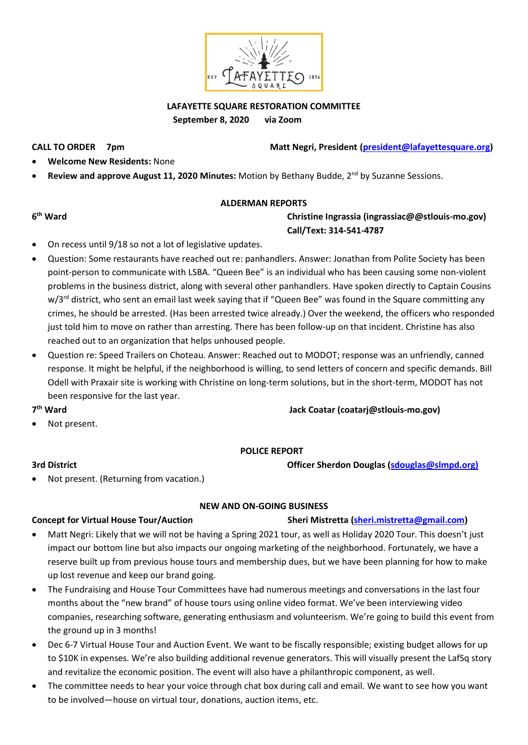# LAFAYETTE SQUARE RESTORATION COMMITTEE

**September 8, 2020 via Zoom**

**CALL TO ORDER 7pm** **Matt Negri, President (president@lafayettesquare.org)**

- **Welcome New Residents:** None
- **Review and approve August 11, 2020 Minutes:** Motion by Bethany Budde, 2nd by Suzanne Sessions.

## ALDERMAN REPORTS

**6th Ward** **Christine Ingrassia (ingrassiac@@stlouis-mo.gov) Call/Text: 314-541-4787**

- On recess until 9/18 so not a lot of legislative updates.
- Question: Some restaurants have reached out re: panhandlers. Answer: Jonathan from Polite Society has been point-person to communicate with LSBA. "Queen Bee" is an individual who has been causing some non-violent problems in the business district, along with several other panhandlers. Have spoken directly to Captain Cousins w/3rd district, who sent an email last week saying that if "Queen Bee" was found in the Square committing any crimes, he should be arrested. (Has been arrested twice already.) Over the weekend, the officers who responded just told him to move on rather than arresting. There has been follow-up on that incident. Christine has also reached out to an organization that helps unhoused people.
- Question re: Speed Trailers on Choteau. Answer: Reached out to MODOT; response was an unfriendly, canned response. It might be helpful, if the neighborhood is willing, to send letters of concern and specific demands. Bill Odell with Praxair site is working with Christine on long-term solutions, but in the short-term, MODOT has not been responsive for the last year.

**7th Ward** **Jack Coatar (coatarj@stlouis-mo.gov)**

- Not present.

## POLICE REPORT

**3rd District** **Officer Sherdon Douglas (sdouglas@slmpd.org)**

- Not present. (Returning from vacation.)

## NEW AND ON-GOING BUSINESS

**Concept for Virtual House Tour/Auction** **Sheri Mistretta (sheri.mistretta@gmail.com)**

- Matt Negri: Likely that we will not be having a Spring 2021 tour, as well as Holiday 2020 Tour. This doesn't just impact our bottom line but also impacts our ongoing marketing of the neighborhood. Fortunately, we have a reserve built up from previous house tours and membership dues, but we have been planning for how to make up lost revenue and keep our brand going.
- The Fundraising and House Tour Committees have had numerous meetings and conversations in the last four months about the "new brand" of house tours using online video format. We've been interviewing video companies, researching software, generating enthusiasm and volunteerism. We're going to build this event from the ground up in 3 months!
- Dec 6-7 Virtual House Tour and Auction Event. We want to be fiscally responsible; existing budget allows for up to $10K in expenses. We're also building additional revenue generators. This will visually present the LafSq story and revitalize the economic position. The event will also have a philanthropic component, as well.
- The committee needs to hear your voice through chat box during call and email. We want to see how you want to be involved—house on virtual tour, donations, auction items, etc.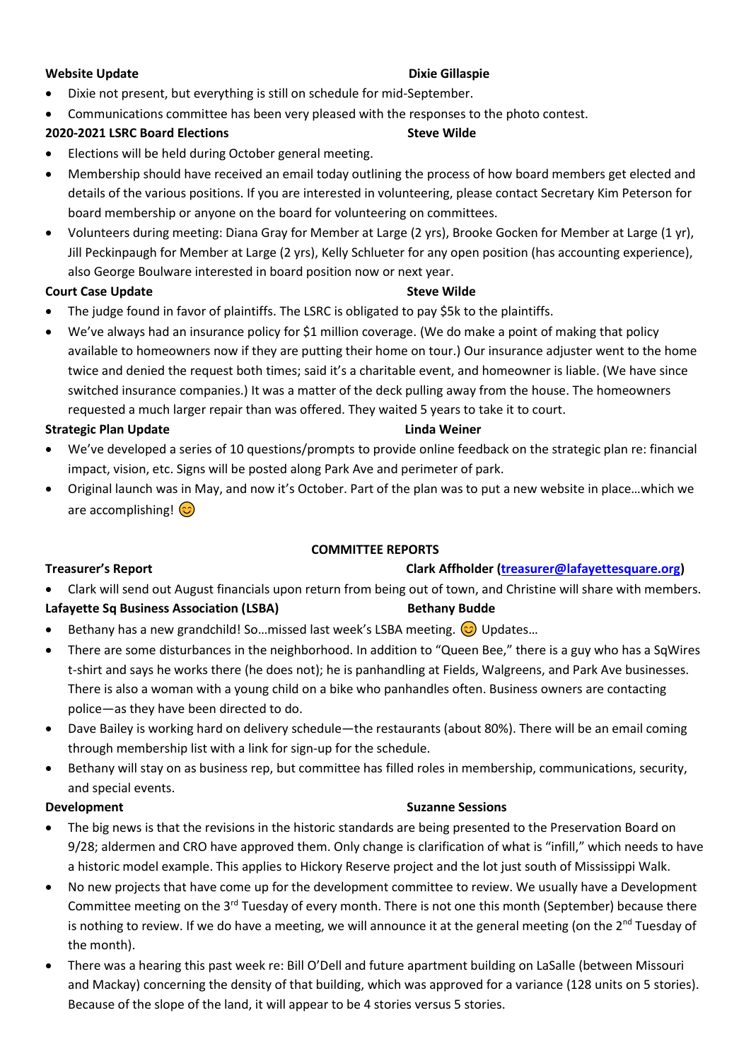**Website Update** **Dixie Gillaspie**

- Dixie not present, but everything is still on schedule for mid-September.
- Communications committee has been very pleased with the responses to the photo contest.

**2020-2021 LSRC Board Elections** **Steve Wilde**

- Elections will be held during October general meeting.
- Membership should have received an email today outlining the process of how board members get elected and details of the various positions. If you are interested in volunteering, please contact Secretary Kim Peterson for board membership or anyone on the board for volunteering on committees.
- Volunteers during meeting: Diana Gray for Member at Large (2 yrs), Brooke Gocken for Member at Large (1 yr), Jill Peckinpaugh for Member at Large (2 yrs), Kelly Schlueter for any open position (has accounting experience), also George Boulware interested in board position now or next year.

**Court Case Update** **Steve Wilde**

- The judge found in favor of plaintiffs. The LSRC is obligated to pay $5k to the plaintiffs.
- We've always had an insurance policy for $1 million coverage. (We do make a point of making that policy available to homeowners now if they are putting their home on tour.) Our insurance adjuster went to the home twice and denied the request both times; said it's a charitable event, and homeowner is liable. (We have since switched insurance companies.) It was a matter of the deck pulling away from the house. The homeowners requested a much larger repair than was offered. They waited 5 years to take it to court.

**Strategic Plan Update** **Linda Weiner**

- We've developed a series of 10 questions/prompts to provide online feedback on the strategic plan re: financial impact, vision, etc. Signs will be posted along Park Ave and perimeter of park.
- Original launch was in May, and now it's October. Part of the plan was to put a new website in place…which we are accomplishing! 😊

## COMMITTEE REPORTS

**Treasurer's Report** **Clark Affholder ([treasurer@lafayettesquare.org](mailto:treasurer@lafayettesquare.org))**

- Clark will send out August financials upon return from being out of town, and Christine will share with members.

**Lafayette Sq Business Association (LSBA)** **Bethany Budde**

- Bethany has a new grandchild! So…missed last week's LSBA meeting. 😊 Updates…
- There are some disturbances in the neighborhood. In addition to "Queen Bee," there is a guy who has a SqWires t-shirt and says he works there (he does not); he is panhandling at Fields, Walgreens, and Park Ave businesses. There is also a woman with a young child on a bike who panhandles often. Business owners are contacting police—as they have been directed to do.
- Dave Bailey is working hard on delivery schedule—the restaurants (about 80%). There will be an email coming through membership list with a link for sign-up for the schedule.
- Bethany will stay on as business rep, but committee has filled roles in membership, communications, security, and special events.

**Development** **Suzanne Sessions**

- The big news is that the revisions in the historic standards are being presented to the Preservation Board on 9/28; aldermen and CRO have approved them. Only change is clarification of what is "infill," which needs to have a historic model example. This applies to Hickory Reserve project and the lot just south of Mississippi Walk.
- No new projects that have come up for the development committee to review. We usually have a Development Committee meeting on the 3rd Tuesday of every month. There is not one this month (September) because there is nothing to review. If we do have a meeting, we will announce it at the general meeting (on the 2nd Tuesday of the month).
- There was a hearing this past week re: Bill O'Dell and future apartment building on LaSalle (between Missouri and Mackay) concerning the density of that building, which was approved for a variance (128 units on 5 stories). Because of the slope of the land, it will appear to be 4 stories versus 5 stories.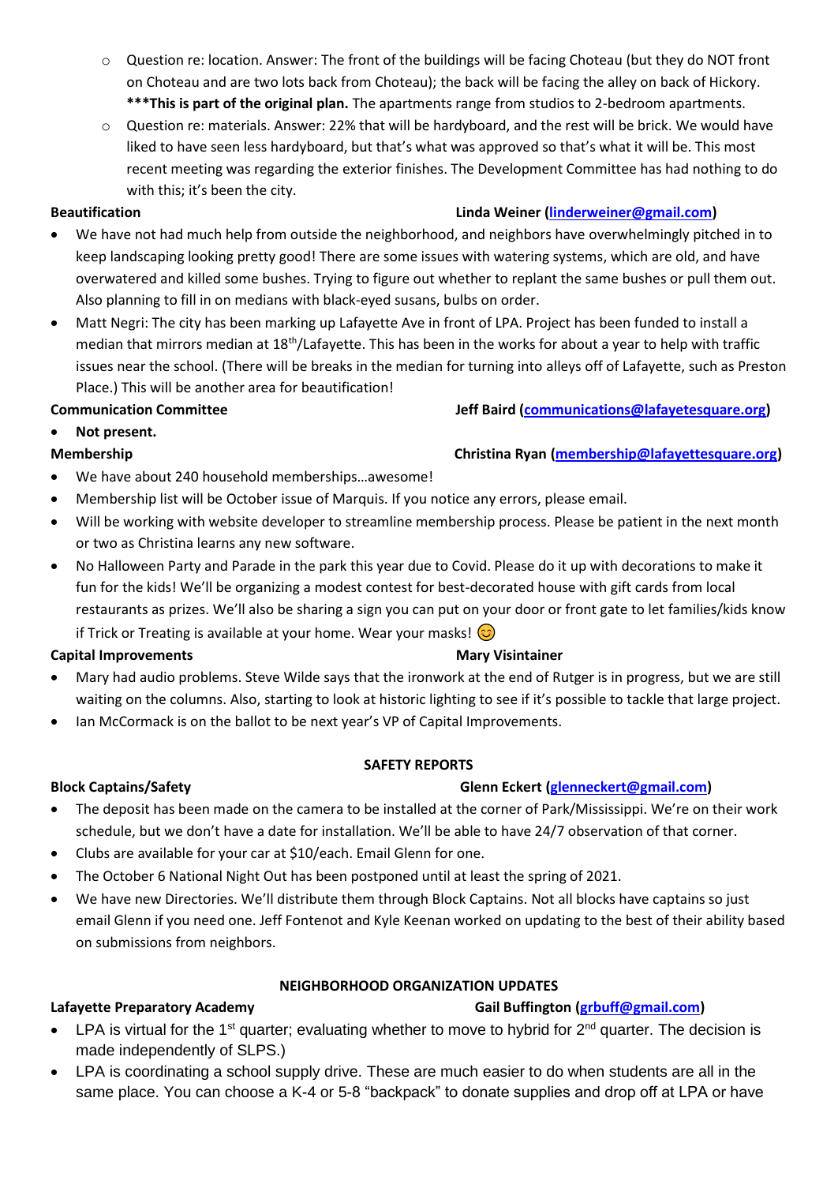- Question re: location. Answer: The front of the buildings will be facing Choteau (but they do NOT front on Choteau and are two lots back from Choteau); the back will be facing the alley on back of Hickory. **\*\*\*This is part of the original plan.** The apartments range from studios to 2-bedroom apartments.
  - Question re: materials. Answer: 22% that will be hardyboard, and the rest will be brick. We would have liked to have seen less hardyboard, but that's what was approved so that's what it will be. This most recent meeting was regarding the exterior finishes. The Development Committee has had nothing to do with this; it's been the city.

**Beautification** — **Linda Weiner (linderweiner@gmail.com)**

- We have not had much help from outside the neighborhood, and neighbors have overwhelmingly pitched in to keep landscaping looking pretty good! There are some issues with watering systems, which are old, and have overwatered and killed some bushes. Trying to figure out whether to replant the same bushes or pull them out. Also planning to fill in on medians with black-eyed susans, bulbs on order.
- Matt Negri: The city has been marking up Lafayette Ave in front of LPA. Project has been funded to install a median that mirrors median at 18th/Lafayette. This has been in the works for about a year to help with traffic issues near the school. (There will be breaks in the median for turning into alleys off of Lafayette, such as Preston Place.) This will be another area for beautification!

**Communication Committee** — **Jeff Baird (communications@lafayetesquare.org)**

- **Not present.**

**Membership** — **Christina Ryan (membership@lafayettesquare.org)**

- We have about 240 household memberships…awesome!
- Membership list will be October issue of Marquis. If you notice any errors, please email.
- Will be working with website developer to streamline membership process. Please be patient in the next month or two as Christina learns any new software.
- No Halloween Party and Parade in the park this year due to Covid. Please do it up with decorations to make it fun for the kids! We'll be organizing a modest contest for best-decorated house with gift cards from local restaurants as prizes. We'll also be sharing a sign you can put on your door or front gate to let families/kids know if Trick or Treating is available at your home. Wear your masks! 😊

**Capital Improvements** — **Mary Visintainer**

- Mary had audio problems. Steve Wilde says that the ironwork at the end of Rutger is in progress, but we are still waiting on the columns. Also, starting to look at historic lighting to see if it's possible to tackle that large project.
- Ian McCormack is on the ballot to be next year's VP of Capital Improvements.

## SAFETY REPORTS

**Block Captains/Safety** — **Glenn Eckert (glenneckert@gmail.com)**

- The deposit has been made on the camera to be installed at the corner of Park/Mississippi. We're on their work schedule, but we don't have a date for installation. We'll be able to have 24/7 observation of that corner.
- Clubs are available for your car at $10/each. Email Glenn for one.
- The October 6 National Night Out has been postponed until at least the spring of 2021.
- We have new Directories. We'll distribute them through Block Captains. Not all blocks have captains so just email Glenn if you need one. Jeff Fontenot and Kyle Keenan worked on updating to the best of their ability based on submissions from neighbors.

## NEIGHBORHOOD ORGANIZATION UPDATES

**Lafayette Preparatory Academy** — **Gail Buffington (grbuff@gmail.com)**

- LPA is virtual for the 1st quarter; evaluating whether to move to hybrid for 2nd quarter. The decision is made independently of SLPS.)
- LPA is coordinating a school supply drive. These are much easier to do when students are all in the same place. You can choose a K-4 or 5-8 "backpack" to donate supplies and drop off at LPA or have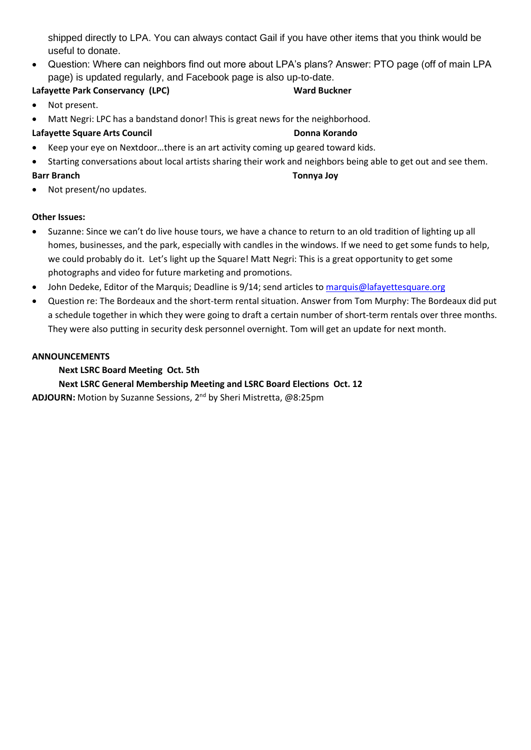shipped directly to LPA. You can always contact Gail if you have other items that you think would be useful to donate.

- Question: Where can neighbors find out more about LPA's plans? Answer: PTO page (off of main LPA page) is updated regularly, and Facebook page is also up-to-date.

**Lafayette Park Conservancy (LPC)** **Ward Buckner**

- Not present.
- Matt Negri: LPC has a bandstand donor! This is great news for the neighborhood.

**Lafayette Square Arts Council** **Donna Korando**

- Keep your eye on Nextdoor…there is an art activity coming up geared toward kids.
- Starting conversations about local artists sharing their work and neighbors being able to get out and see them.

**Barr Branch** **Tonnya Joy**

- Not present/no updates.

**Other Issues:**

- Suzanne: Since we can't do live house tours, we have a chance to return to an old tradition of lighting up all homes, businesses, and the park, especially with candles in the windows. If we need to get some funds to help, we could probably do it. Let's light up the Square! Matt Negri: This is a great opportunity to get some photographs and video for future marketing and promotions.
- John Dedeke, Editor of the Marquis; Deadline is 9/14; send articles to marquis@lafayettesquare.org
- Question re: The Bordeaux and the short-term rental situation. Answer from Tom Murphy: The Bordeaux did put a schedule together in which they were going to draft a certain number of short-term rentals over three months. They were also putting in security desk personnel overnight. Tom will get an update for next month.

**ANNOUNCEMENTS**

**Next LSRC Board Meeting Oct. 5th**

**Next LSRC General Membership Meeting and LSRC Board Elections Oct. 12**

**ADJOURN:** Motion by Suzanne Sessions, 2nd by Sheri Mistretta, @8:25pm